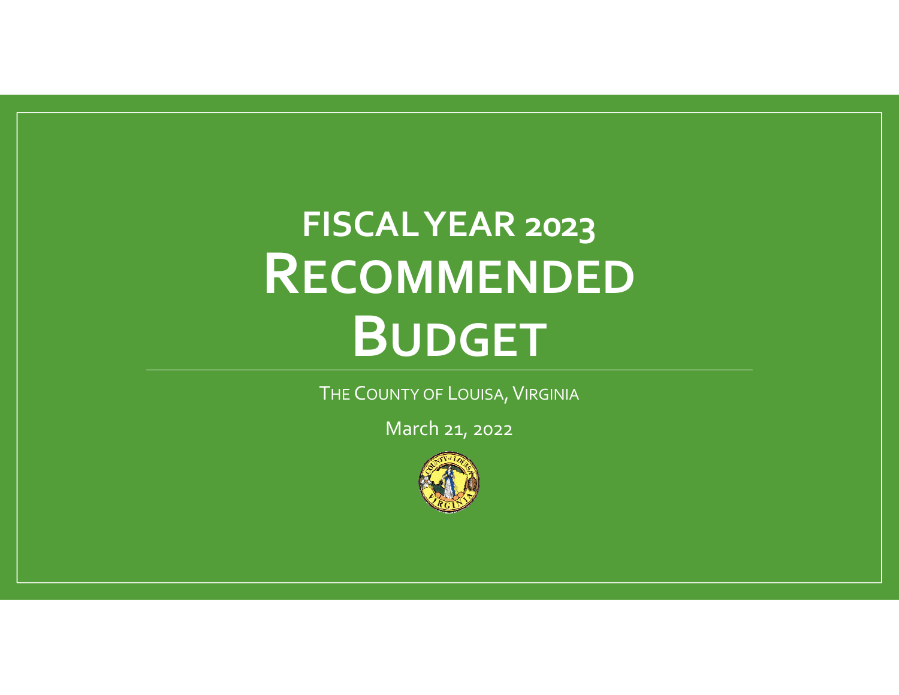# FISCAL YEAR 2023 RECOMMENDED BUDGET

THE COUNTY OF LOUISA, VIRGINIA

March 21, 2022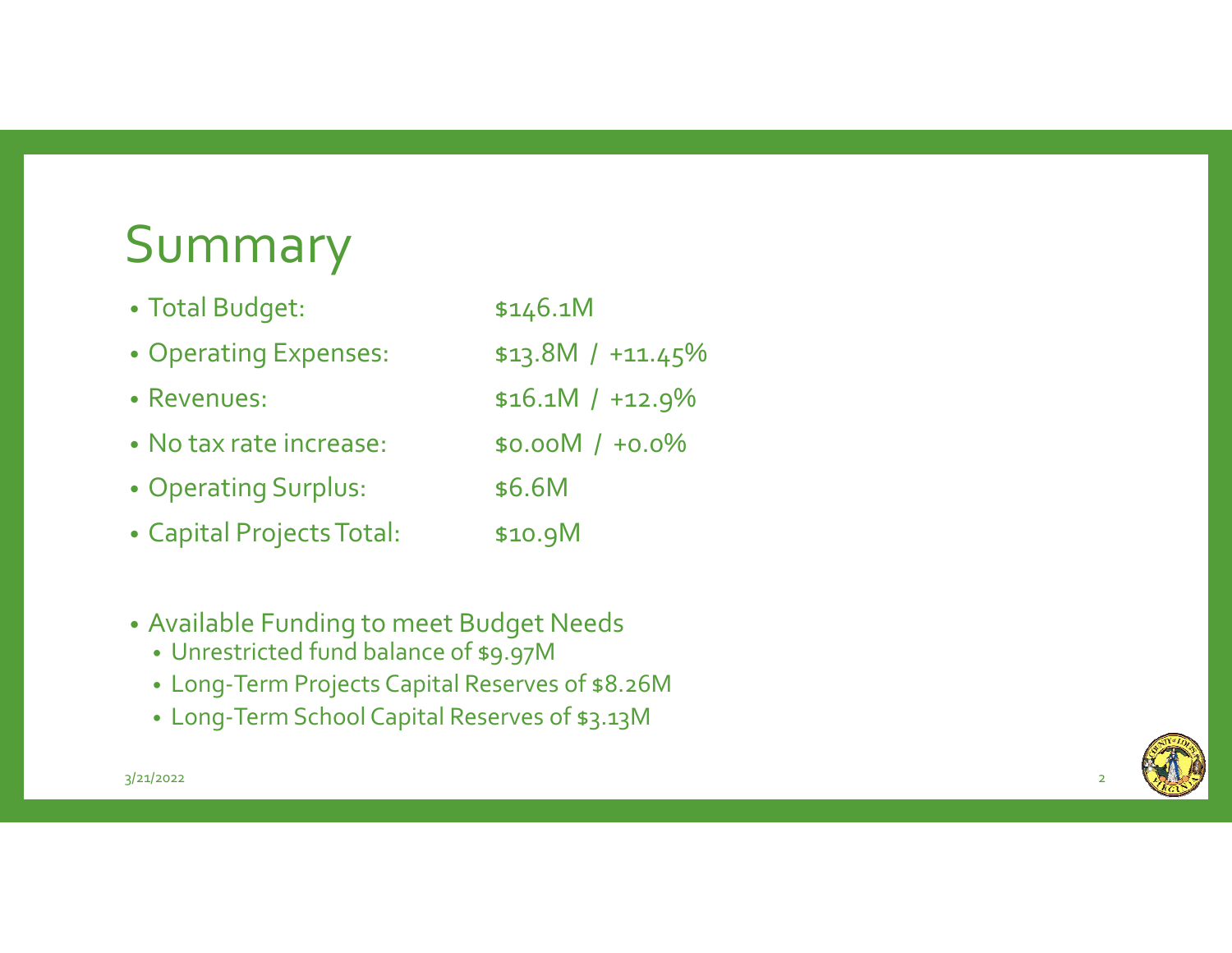# Summary

- Total Budget: $146.1M
- Operating Expenses: $13.8M / +11.45%
- Revenues: $16.1M / +12.9%
- No tax rate increase: $0.00M / +0.0%
- Operating Surplus: $6.6M
- Capital Projects Total: $10.9M

- Available Funding to meet Budget Needs
  - Unrestricted fund balance of $9.97M
  - Long-Term Projects Capital Reserves of $8.26M
  - Long-Term School Capital Reserves of $3.13M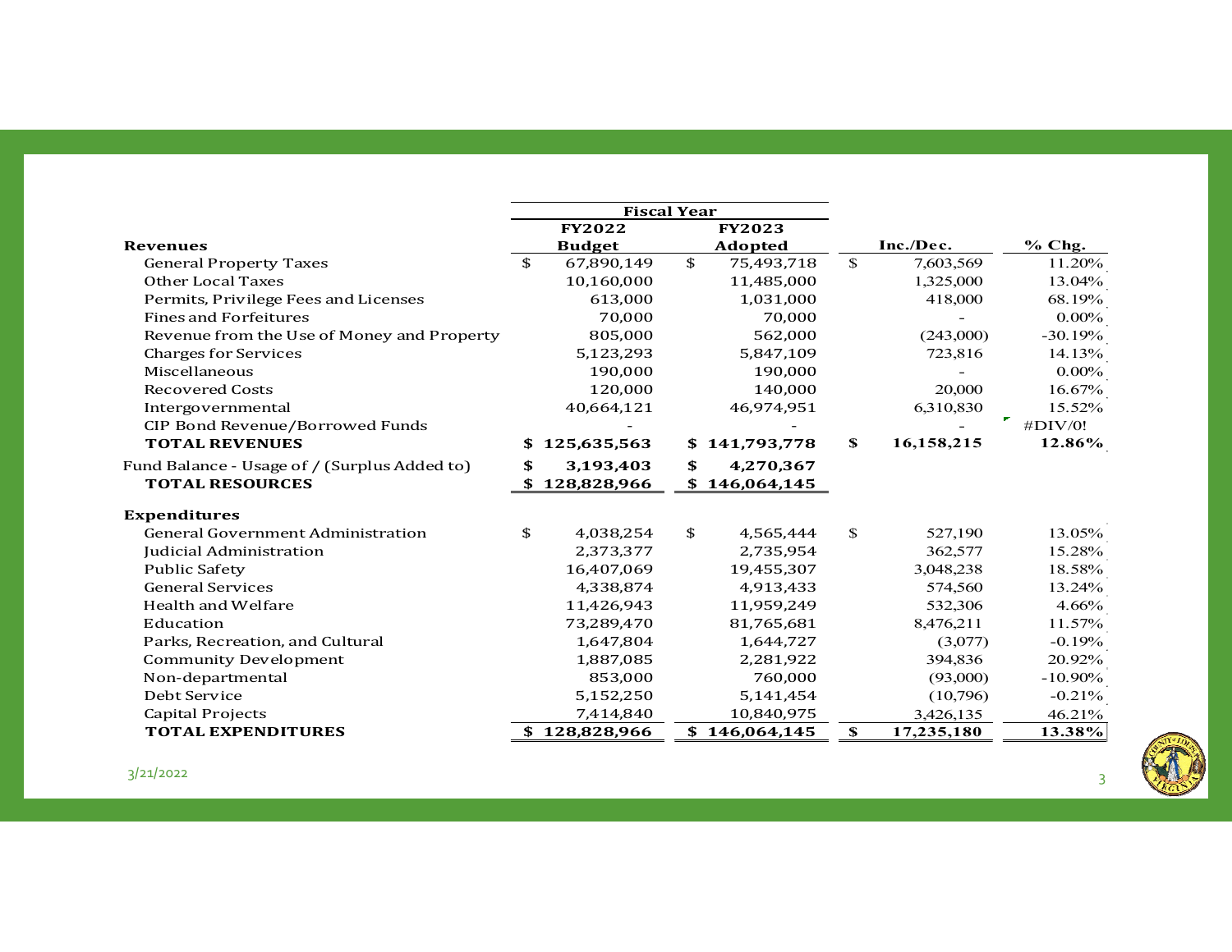| Revenues | Fiscal Year FY2022 Budget | Fiscal Year FY2023 Adopted | Inc./Dec. | % Chg. |
|---|---|---|---|---|
| General Property Taxes | $ 67,890,149 | $ 75,493,718 | $ 7,603,569 | 11.20% |
| Other Local Taxes | 10,160,000 | 11,485,000 | 1,325,000 | 13.04% |
| Permits, Privilege Fees and Licenses | 613,000 | 1,031,000 | 418,000 | 68.19% |
| Fines and Forfeitures | 70,000 | 70,000 | - | 0.00% |
| Revenue from the Use of Money and Property | 805,000 | 562,000 | (243,000) | -30.19% |
| Charges for Services | 5,123,293 | 5,847,109 | 723,816 | 14.13% |
| Miscellaneous | 190,000 | 190,000 | - | 0.00% |
| Recovered Costs | 120,000 | 140,000 | 20,000 | 16.67% |
| Intergovernmental | 40,664,121 | 46,974,951 | 6,310,830 | 15.52% |
| CIP Bond Revenue/Borrowed Funds | - | - | - | #DIV/0! |
| **TOTAL REVENUES** | **$ 125,635,563** | **$ 141,793,778** | **$ 16,158,215** | **12.86%** |
| Fund Balance - Usage of / (Surplus Added to) | **$ 3,193,403** | **$ 4,270,367** | | |
| **TOTAL RESOURCES** | **$ 128,828,966** | **$ 146,064,145** | | |
| **Expenditures** | | | | |
| General Government Administration | $ 4,038,254 | $ 4,565,444 | $ 527,190 | 13.05% |
| Judicial Administration | 2,373,377 | 2,735,954 | 362,577 | 15.28% |
| Public Safety | 16,407,069 | 19,455,307 | 3,048,238 | 18.58% |
| General Services | 4,338,874 | 4,913,433 | 574,560 | 13.24% |
| Health and Welfare | 11,426,943 | 11,959,249 | 532,306 | 4.66% |
| Education | 73,289,470 | 81,765,681 | 8,476,211 | 11.57% |
| Parks, Recreation, and Cultural | 1,647,804 | 1,644,727 | (3,077) | -0.19% |
| Community Development | 1,887,085 | 2,281,922 | 394,836 | 20.92% |
| Non-departmental | 853,000 | 760,000 | (93,000) | -10.90% |
| Debt Service | 5,152,250 | 5,141,454 | (10,796) | -0.21% |
| Capital Projects | 7,414,840 | 10,840,975 | 3,426,135 | 46.21% |
| **TOTAL EXPENDITURES** | **$ 128,828,966** | **$ 146,064,145** | **$ 17,235,180** | **13.38%** |

3/21/2022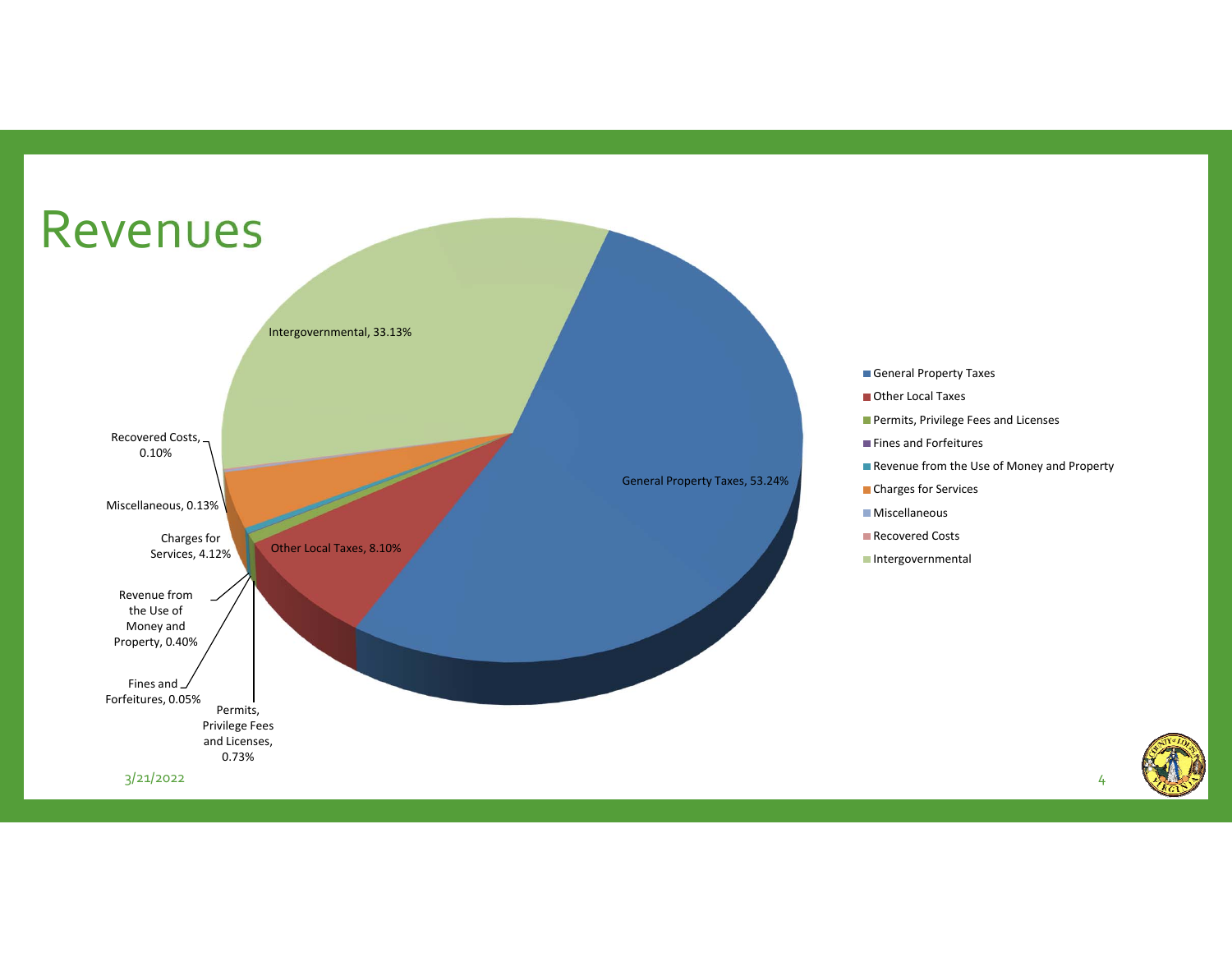# Revenues

Intergovernmental, 33.13%

General Property Taxes, 53.24%

Other Local Taxes, 8.10%

Recovered Costs, 0.10%

Miscellaneous, 0.13%

Charges for Services, 4.12%

Revenue from the Use of Money and Property, 0.40%

Fines and Forfeitures, 0.05%

Permits, Privilege Fees and Licenses, 0.73%

- General Property Taxes
- Other Local Taxes
- Permits, Privilege Fees and Licenses
- Fines and Forfeitures
- Revenue from the Use of Money and Property
- Charges for Services
- Miscellaneous
- Recovered Costs
- Intergovernmental

3/21/2022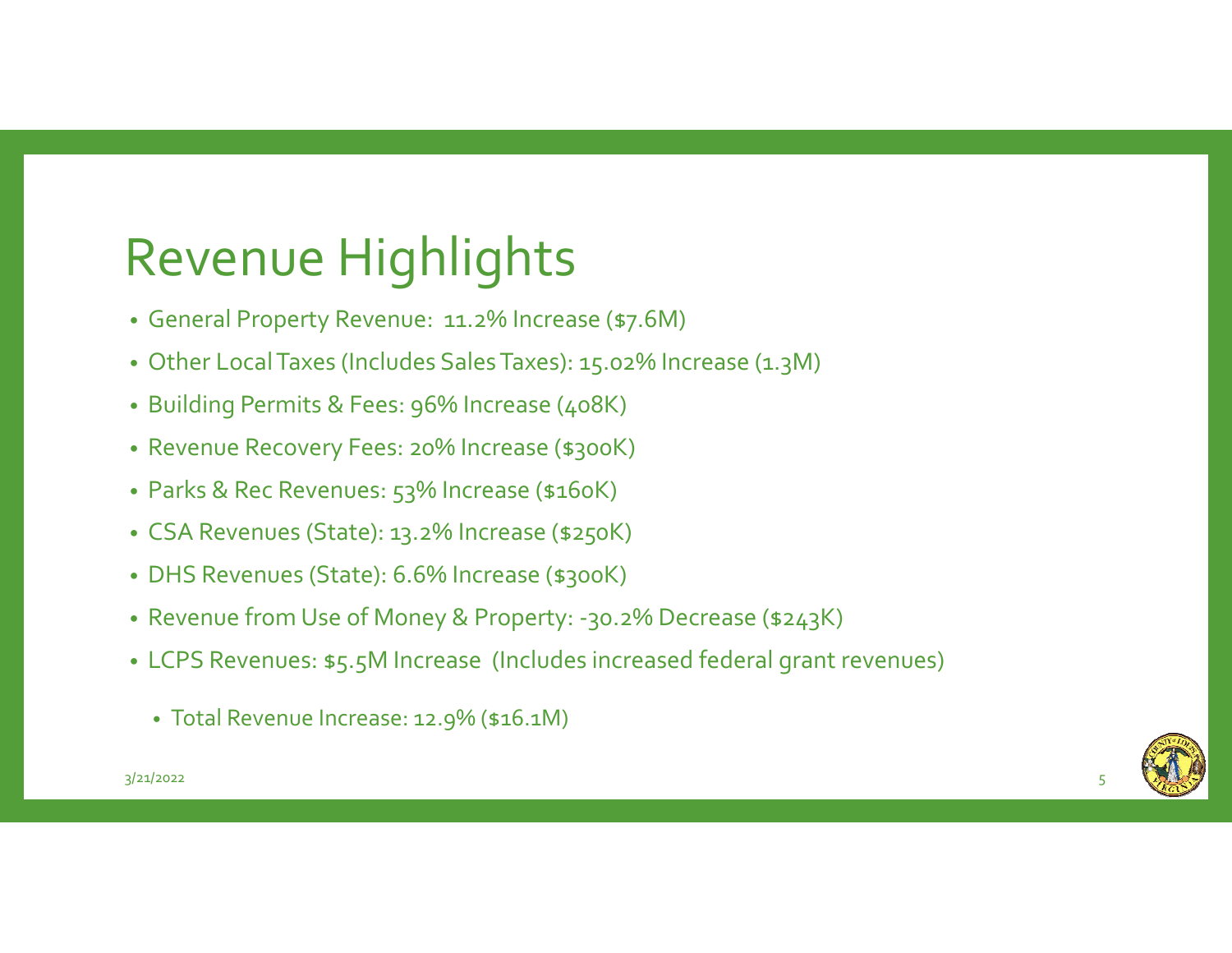# Revenue Highlights

- General Property Revenue: 11.2% Increase ($7.6M)
- Other Local Taxes (Includes Sales Taxes): 15.02% Increase (1.3M)
- Building Permits & Fees: 96% Increase (408K)
- Revenue Recovery Fees: 20% Increase ($300K)
- Parks & Rec Revenues: 53% Increase ($160K)
- CSA Revenues (State): 13.2% Increase ($250K)
- DHS Revenues (State): 6.6% Increase ($300K)
- Revenue from Use of Money & Property: -30.2% Decrease ($243K)
- LCPS Revenues: $5.5M Increase (Includes increased federal grant revenues)
  - Total Revenue Increase: 12.9% ($16.1M)

3/21/2022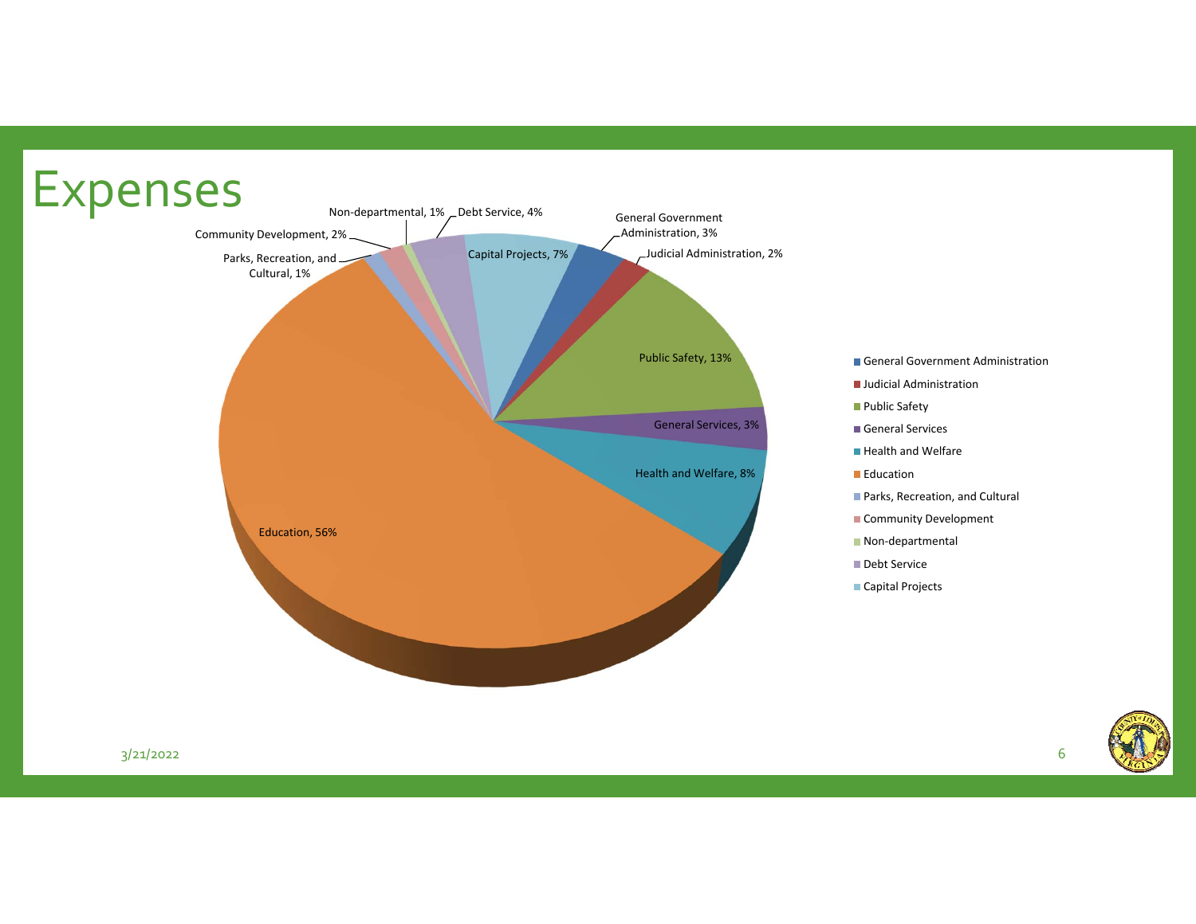# Expenses

| Category | Percentage |
|---|---|
| General Government Administration | 3% |
| Judicial Administration | 2% |
| Public Safety | 13% |
| General Services | 3% |
| Health and Welfare | 8% |
| Education | 56% |
| Parks, Recreation, and Cultural | 1% |
| Community Development | 2% |
| Non-departmental | 1% |
| Debt Service | 4% |
| Capital Projects | 7% |

3/21/2022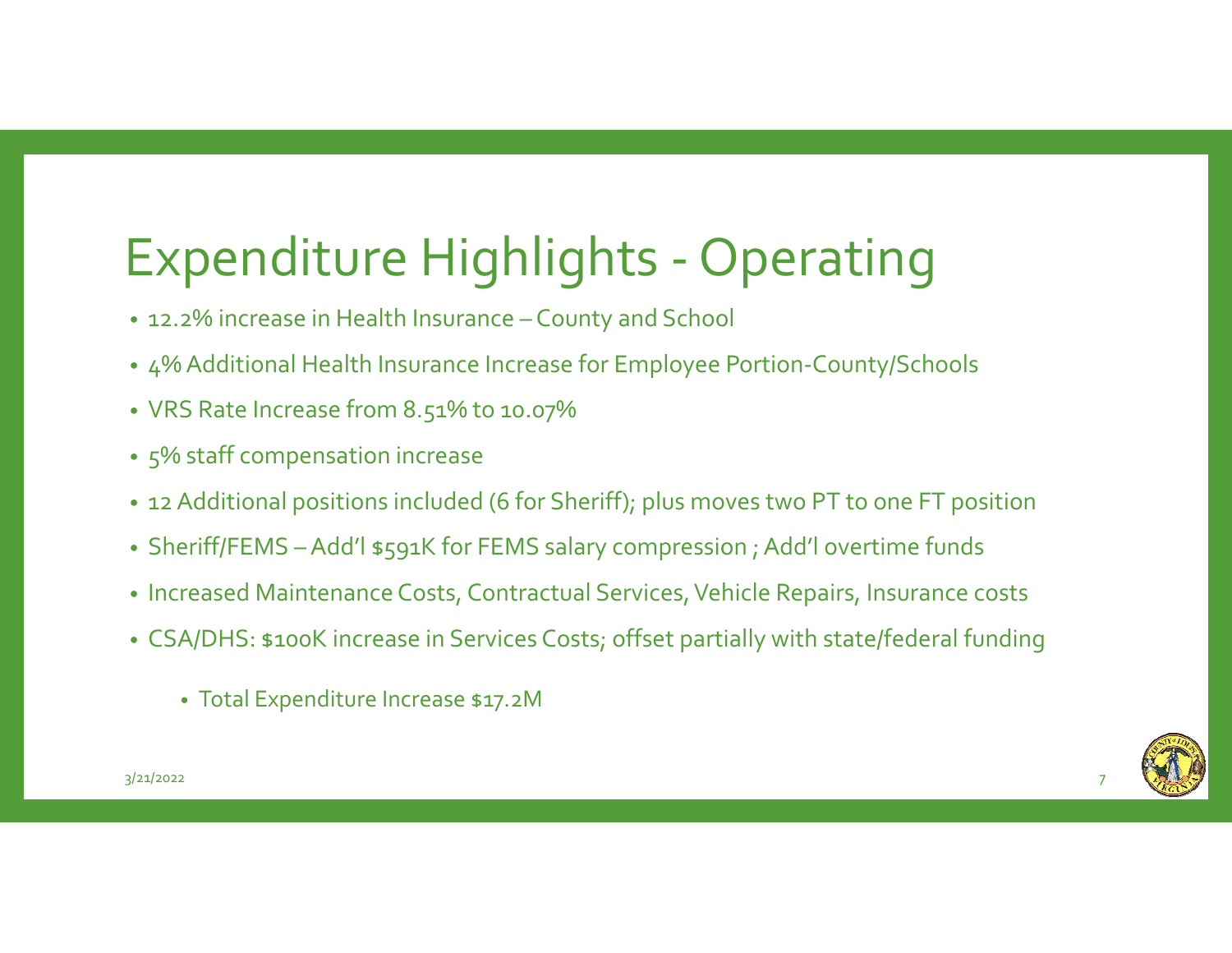# Expenditure Highlights - Operating

- 12.2% increase in Health Insurance – County and School
- 4% Additional Health Insurance Increase for Employee Portion-County/Schools
- VRS Rate Increase from 8.51% to 10.07%
- 5% staff compensation increase
- 12 Additional positions included (6 for Sheriff); plus moves two PT to one FT position
- Sheriff/FEMS – Add'l $591K for FEMS salary compression ; Add'l overtime funds
- Increased Maintenance Costs, Contractual Services, Vehicle Repairs, Insurance costs
- CSA/DHS: $100K increase in Services Costs; offset partially with state/federal funding
  - Total Expenditure Increase $17.2M

3/21/2022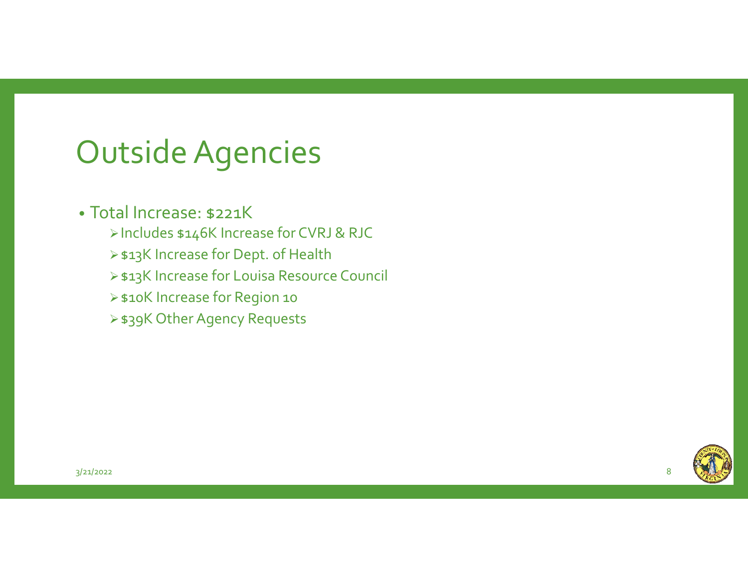# Outside Agencies

- Total Increase: $221K
  - Includes $146K Increase for CVRJ & RJC
  - $13K Increase for Dept. of Health
  - $13K Increase for Louisa Resource Council
  - $10K Increase for Region 10
  - $39K Other Agency Requests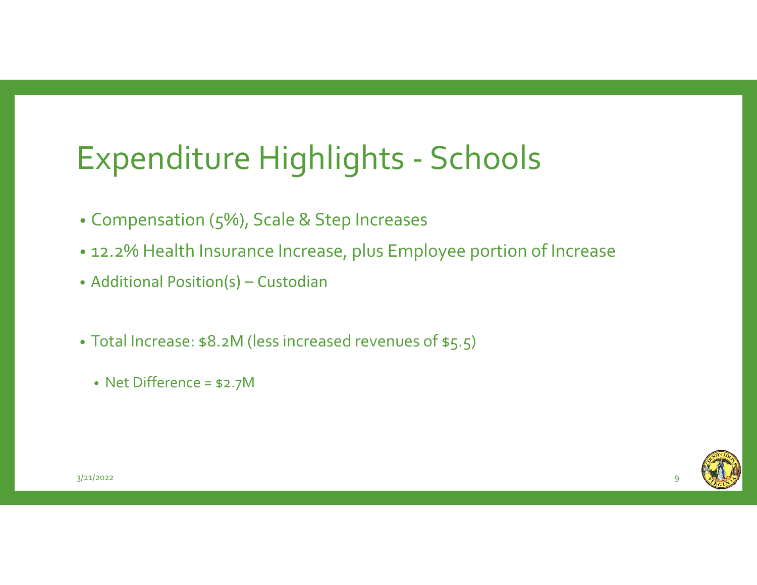# Expenditure Highlights - Schools

- Compensation (5%), Scale & Step Increases
- 12.2% Health Insurance Increase, plus Employee portion of Increase
- Additional Position(s) – Custodian

- Total Increase: $8.2M (less increased revenues of $5.5)
  - Net Difference = $2.7M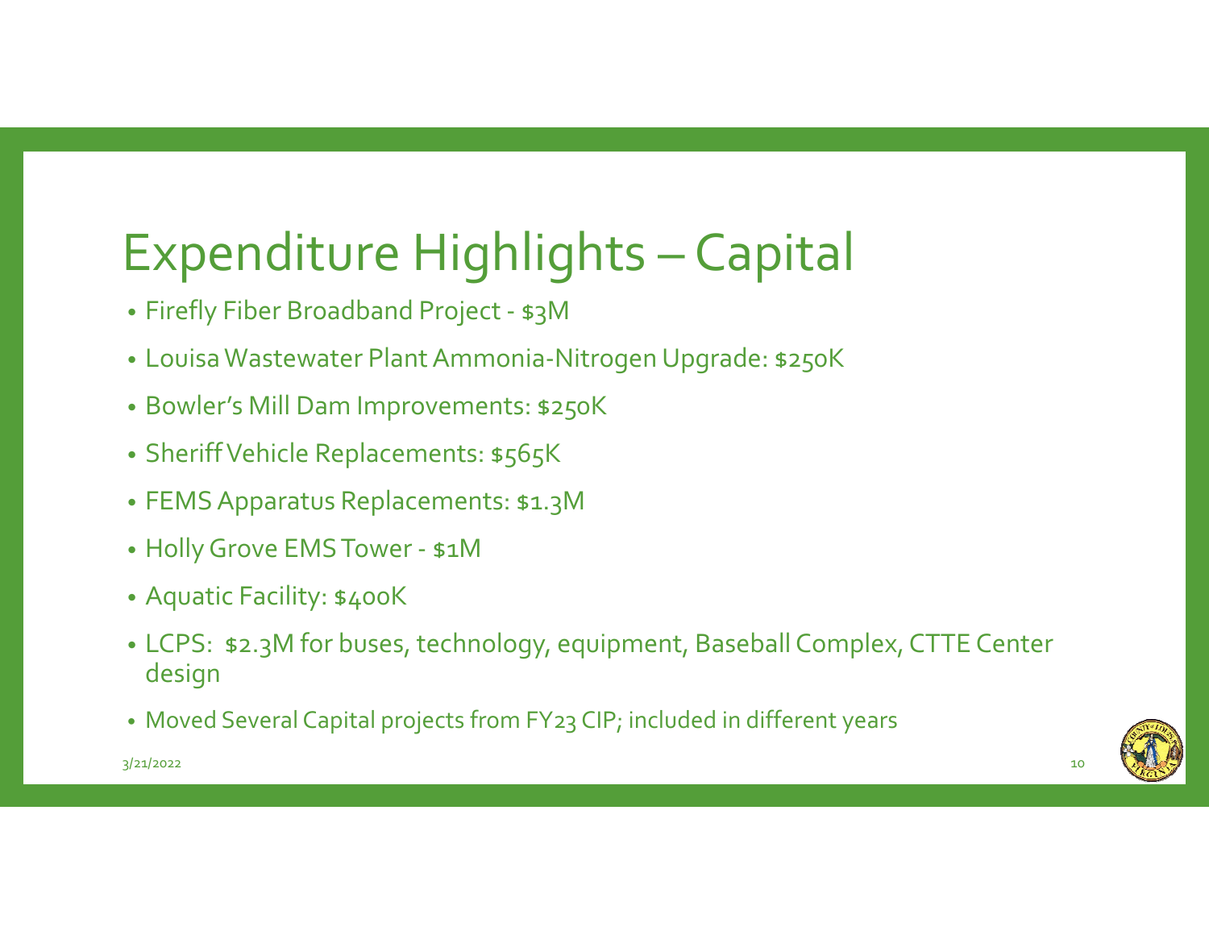# Expenditure Highlights – Capital

- Firefly Fiber Broadband Project - $3M
- Louisa Wastewater Plant Ammonia-Nitrogen Upgrade: $250K
- Bowler's Mill Dam Improvements: $250K
- Sheriff Vehicle Replacements: $565K
- FEMS Apparatus Replacements: $1.3M
- Holly Grove EMS Tower - $1M
- Aquatic Facility: $400K
- LCPS: $2.3M for buses, technology, equipment, Baseball Complex, CTTE Center design
- Moved Several Capital projects from FY23 CIP; included in different years

3/21/2022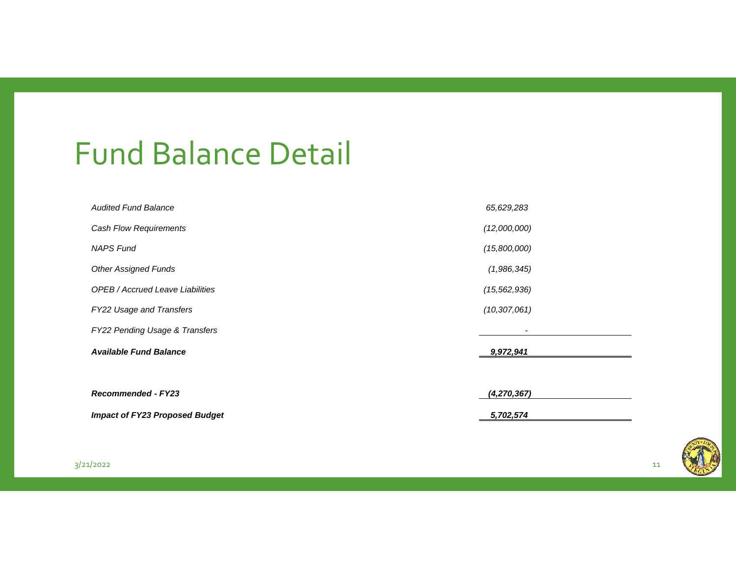# Fund Balance Detail

| | |
|---|---|
| *Audited Fund Balance* | *65,629,283* |
| *Cash Flow Requirements* | *(12,000,000)* |
| *NAPS Fund* | *(15,800,000)* |
| *Other Assigned Funds* | *(1,986,345)* |
| *OPEB / Accrued Leave Liabilities* | *(15,562,936)* |
| *FY22 Usage and Transfers* | *(10,307,061)* |
| *FY22 Pending Usage & Transfers* | *-* |
| ***Available Fund Balance*** | ***9,972,941*** |
| | |
| ***Recommended - FY23*** | ***(4,270,367)*** |
| ***Impact of FY23 Proposed Budget*** | ***5,702,574*** |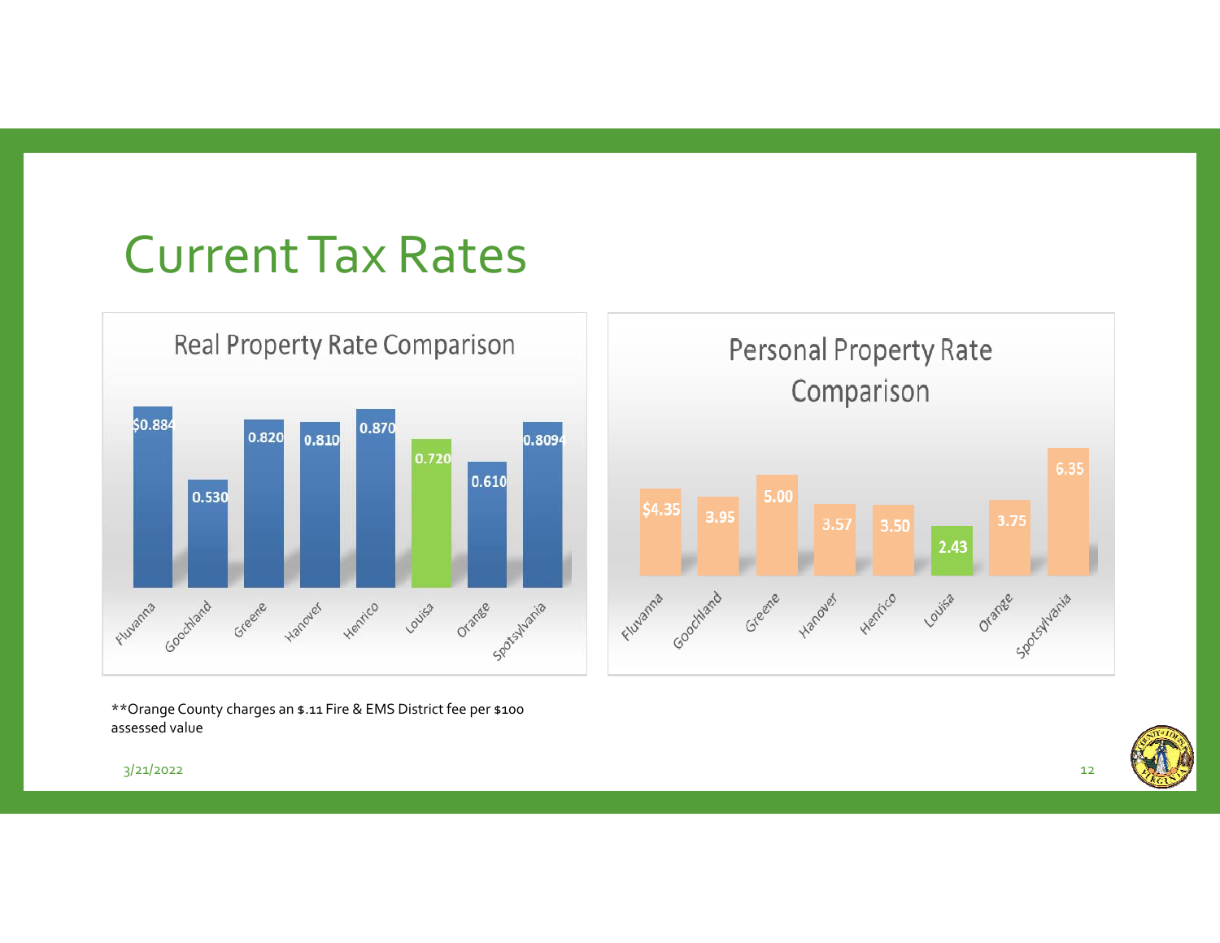# Current Tax Rates

**Real Property Rate Comparison**

| County | Rate |
|---|---|
| Fluvanna | $0.884 |
| Goochland | 0.530 |
| Greene | 0.820 |
| Hanover | 0.810 |
| Henrico | 0.870 |
| Louisa | 0.720 |
| Orange | 0.610 |
| Spotsylvania | 0.8094 |

**Personal Property Rate Comparison**

| County | Rate |
|---|---|
| Fluvanna | $4.35 |
| Goochland | 3.95 |
| Greene | 5.00 |
| Hanover | 3.57 |
| Henrico | 3.50 |
| Louisa | 2.43 |
| Orange | 3.75 |
| Spotsylvania | 6.35 |

**Orange County charges an $.11 Fire & EMS District fee per $100 assessed value

3/21/2022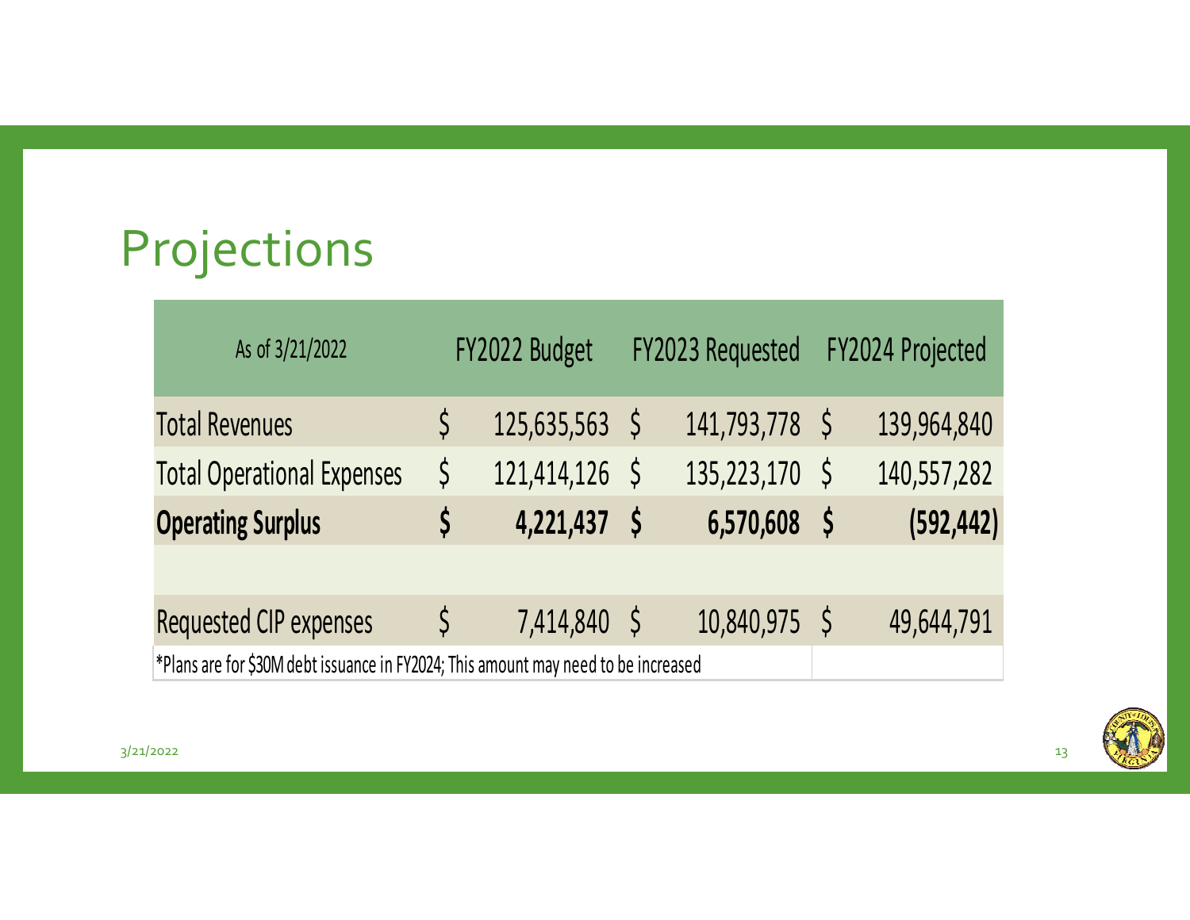# Projections

| As of 3/21/2022 | FY2022 Budget | FY2023 Requested | FY2024 Projected |
|---|---|---|---|
| Total Revenues | $ 125,635,563 | $ 141,793,778 | $ 139,964,840 |
| Total Operational Expenses | $ 121,414,126 | $ 135,223,170 | $ 140,557,282 |
| **Operating Surplus** | **$ 4,221,437** | **$ 6,570,608** | **$ (592,442)** |
| | | | |
| Requested CIP expenses | $ 7,414,840 | $ 10,840,975 | $ 49,644,791 |

*Plans are for $30M debt issuance in FY2024; This amount may need to be increased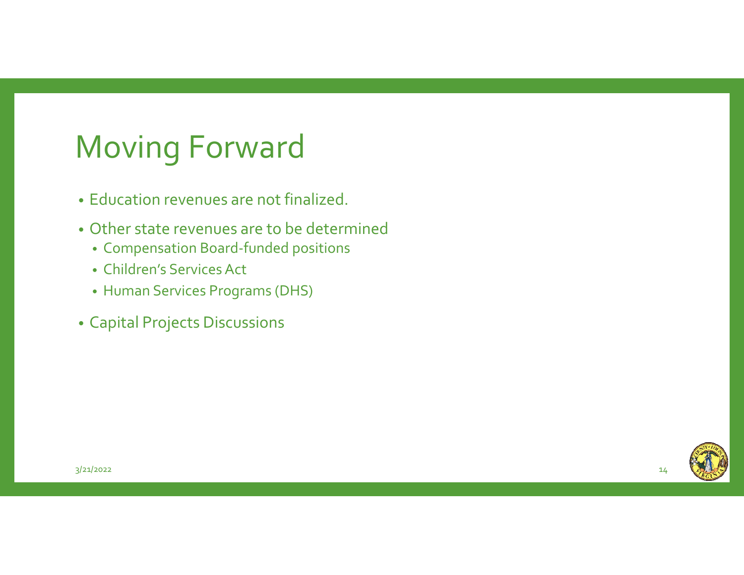# Moving Forward

- Education revenues are not finalized.
- Other state revenues are to be determined
  - Compensation Board-funded positions
  - Children's Services Act
  - Human Services Programs (DHS)
- Capital Projects Discussions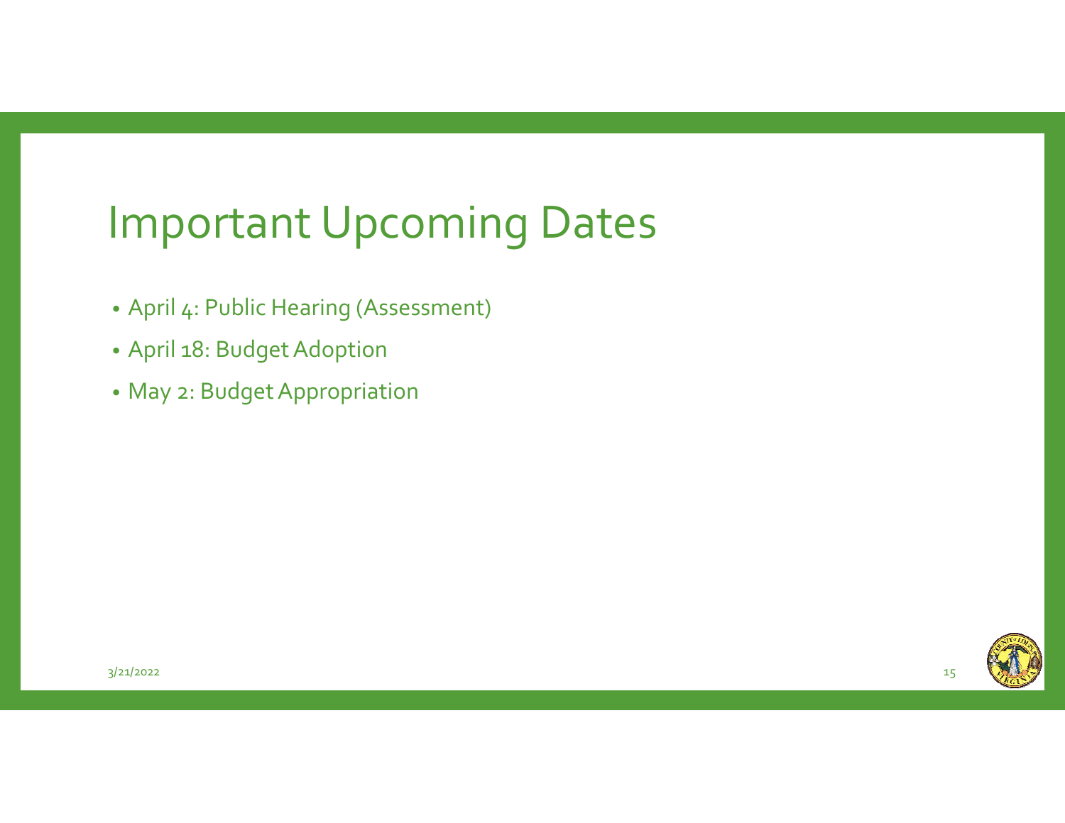# Important Upcoming Dates

- April 4: Public Hearing (Assessment)
- April 18: Budget Adoption
- May 2: Budget Appropriation